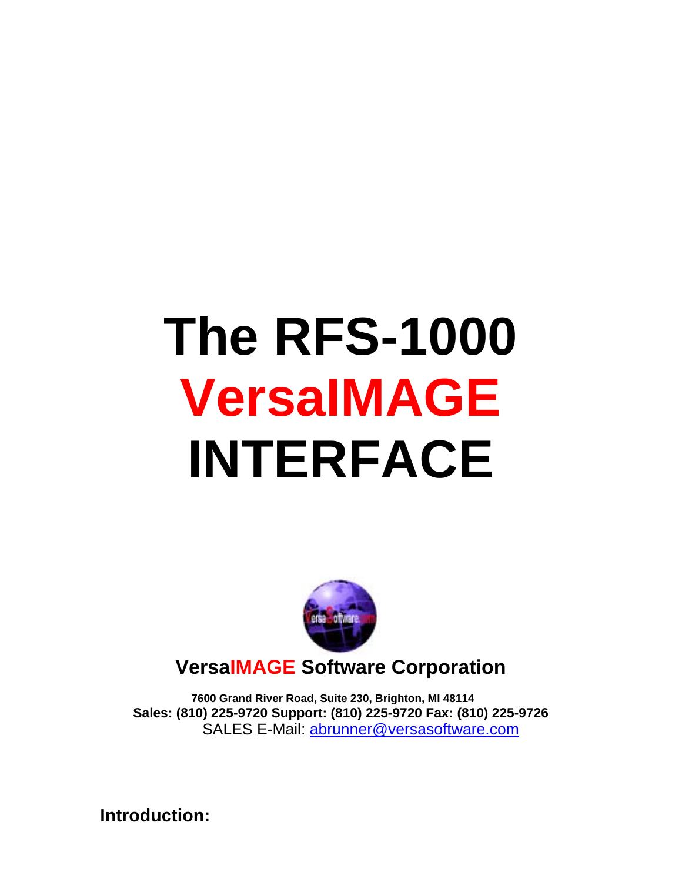# The RFS-1000 VersaIMAGE INTERFACE

**VersaIMAGE Software Corporation**

**7600 Grand River Road, Suite 230, Brighton, MI 48114**
**Sales: (810) 225-9720 Support: (810) 225-9720 Fax: (810) 225-9726**
SALES E-Mail: abrunner@versasoftware.com

**Introduction:**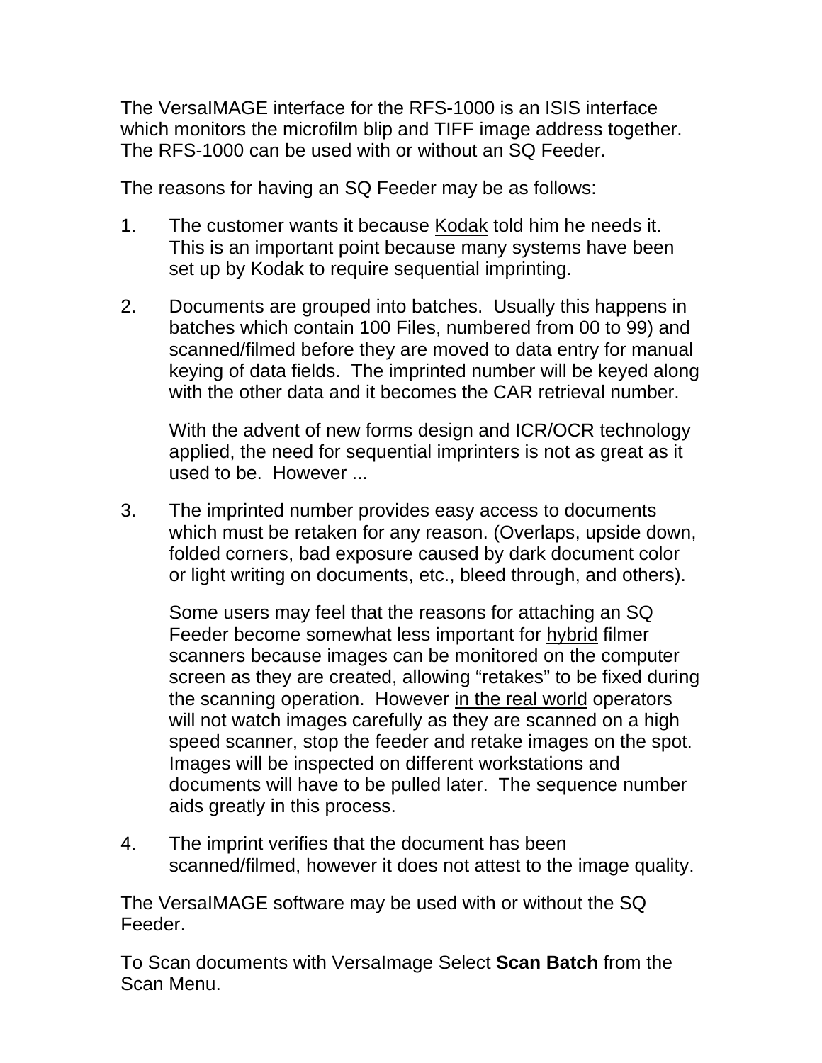The VersaIMAGE interface for the RFS-1000 is an ISIS interface which monitors the microfilm blip and TIFF image address together. The RFS-1000 can be used with or without an SQ Feeder.

The reasons for having an SQ Feeder may be as follows:

1. The customer wants it because <u>Kodak</u> told him he needs it. This is an important point because many systems have been set up by Kodak to require sequential imprinting.

2. Documents are grouped into batches. Usually this happens in batches which contain 100 Files, numbered from 00 to 99) and scanned/filmed before they are moved to data entry for manual keying of data fields. The imprinted number will be keyed along with the other data and it becomes the CAR retrieval number.

   With the advent of new forms design and ICR/OCR technology applied, the need for sequential imprinters is not as great as it used to be. However ...

3. The imprinted number provides easy access to documents which must be retaken for any reason. (Overlaps, upside down, folded corners, bad exposure caused by dark document color or light writing on documents, etc., bleed through, and others).

   Some users may feel that the reasons for attaching an SQ Feeder become somewhat less important for <u>hybrid</u> filmer scanners because images can be monitored on the computer screen as they are created, allowing "retakes" to be fixed during the scanning operation. However <u>in the real world</u> operators will not watch images carefully as they are scanned on a high speed scanner, stop the feeder and retake images on the spot. Images will be inspected on different workstations and documents will have to be pulled later. The sequence number aids greatly in this process.

4. The imprint verifies that the document has been scanned/filmed, however it does not attest to the image quality.

The VersaIMAGE software may be used with or without the SQ Feeder.

To Scan documents with VersaImage Select **Scan Batch** from the Scan Menu.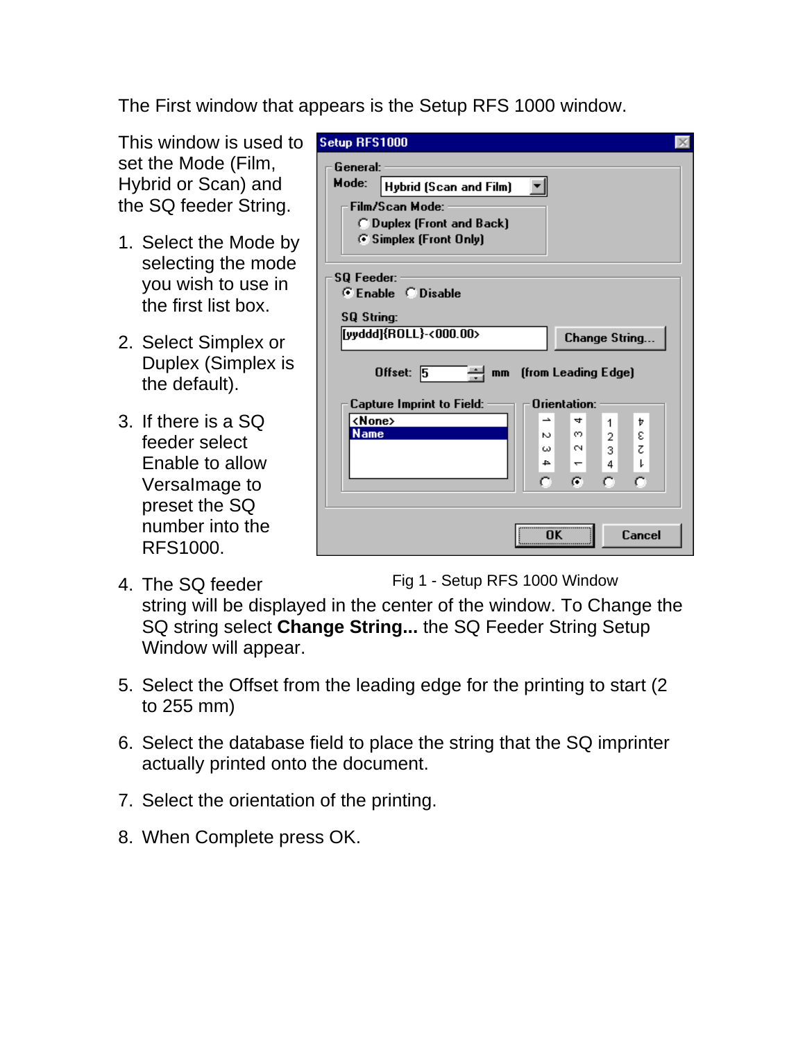The First window that appears is the Setup RFS 1000 window.

This window is used to set the Mode (Film, Hybrid or Scan) and the SQ feeder String.

1. Select the Mode by selecting the mode you wish to use in the first list box.

2. Select Simplex or Duplex (Simplex is the default).

3. If there is a SQ feeder select Enable to allow VersaImage to preset the SQ number into the RFS1000.

4. The SQ feeder string will be displayed in the center of the window. To Change the SQ string select **Change String...** the SQ Feeder String Setup Window will appear.

5. Select the Offset from the leading edge for the printing to start (2 to 255 mm)

6. Select the database field to place the string that the SQ imprinter actually printed onto the document.

7. Select the orientation of the printing.

8. When Complete press OK.

Fig 1 - Setup RFS 1000 Window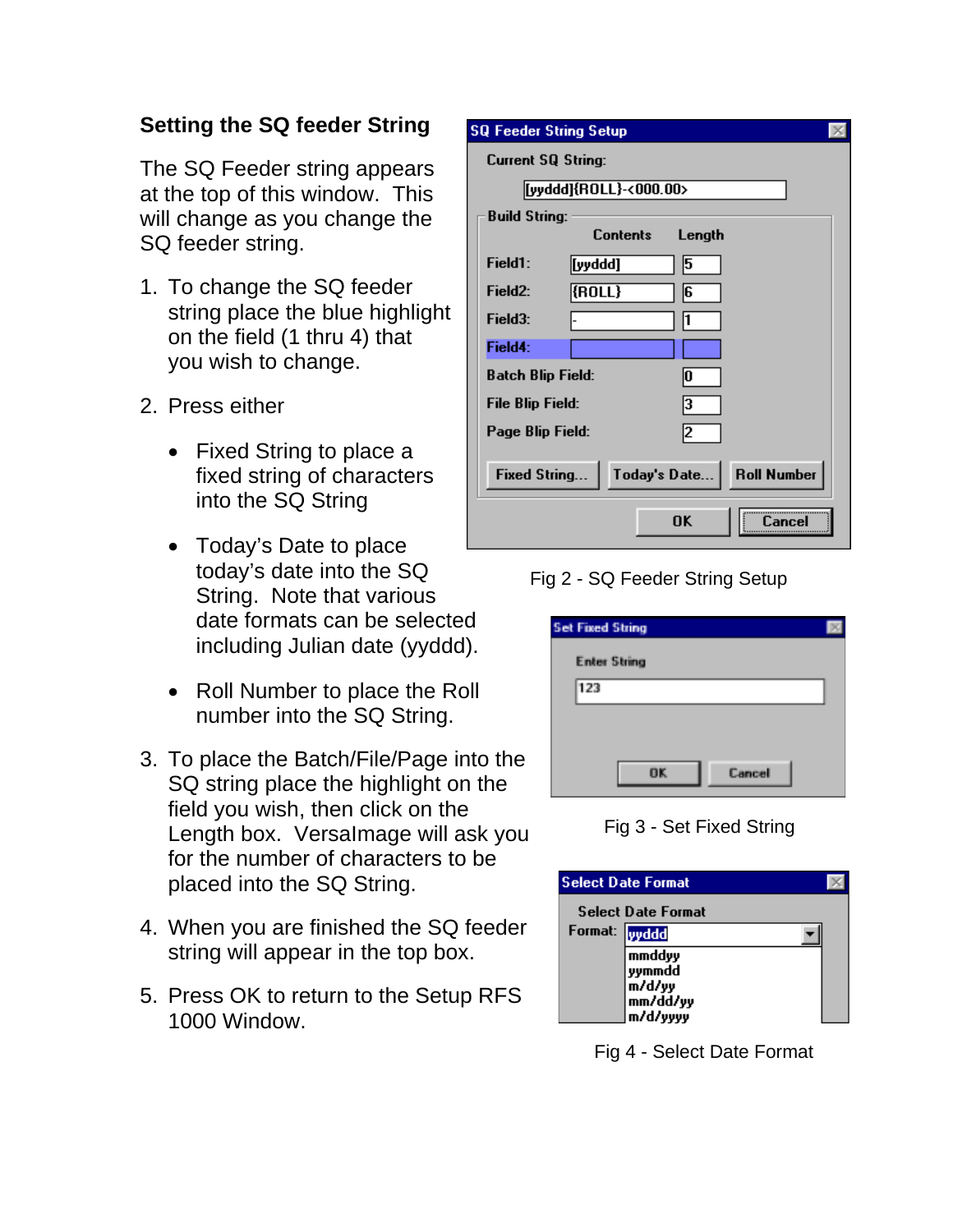## Setting the SQ feeder String

The SQ Feeder string appears at the top of this window. This will change as you change the SQ feeder string.

1. To change the SQ feeder string place the blue highlight on the field (1 thru 4) that you wish to change.

2. Press either

   - Fixed String to place a fixed string of characters into the SQ String
   - Today's Date to place today's date into the SQ String. Note that various date formats can be selected including Julian date (yyddd).
   - Roll Number to place the Roll number into the SQ String.

3. To place the Batch/File/Page into the SQ string place the highlight on the field you wish, then click on the Length box. VersaImage will ask you for the number of characters to be placed into the SQ String.

4. When you are finished the SQ feeder string will appear in the top box.

5. Press OK to return to the Setup RFS 1000 Window.

Fig 2 - SQ Feeder String Setup

Fig 3 - Set Fixed String

Fig 4 - Select Date Format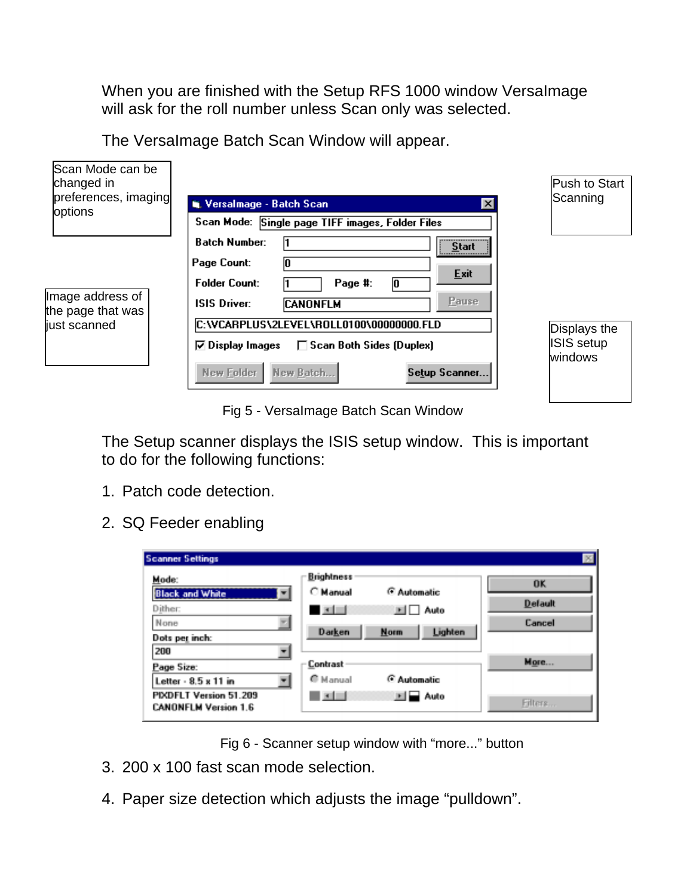When you are finished with the Setup RFS 1000 window VersaImage will ask for the roll number unless Scan only was selected.

The VersaImage Batch Scan Window will appear.

Scan Mode can be changed in preferences, imaging options

Push to Start Scanning

Image address of the page that was just scanned

Displays the ISIS setup windows

Fig 5 - VersaImage Batch Scan Window

The Setup scanner displays the ISIS setup window. This is important to do for the following functions:

1. Patch code detection.

2. SQ Feeder enabling

Fig 6 - Scanner setup window with "more..." button

3. 200 x 100 fast scan mode selection.

4. Paper size detection which adjusts the image "pulldown".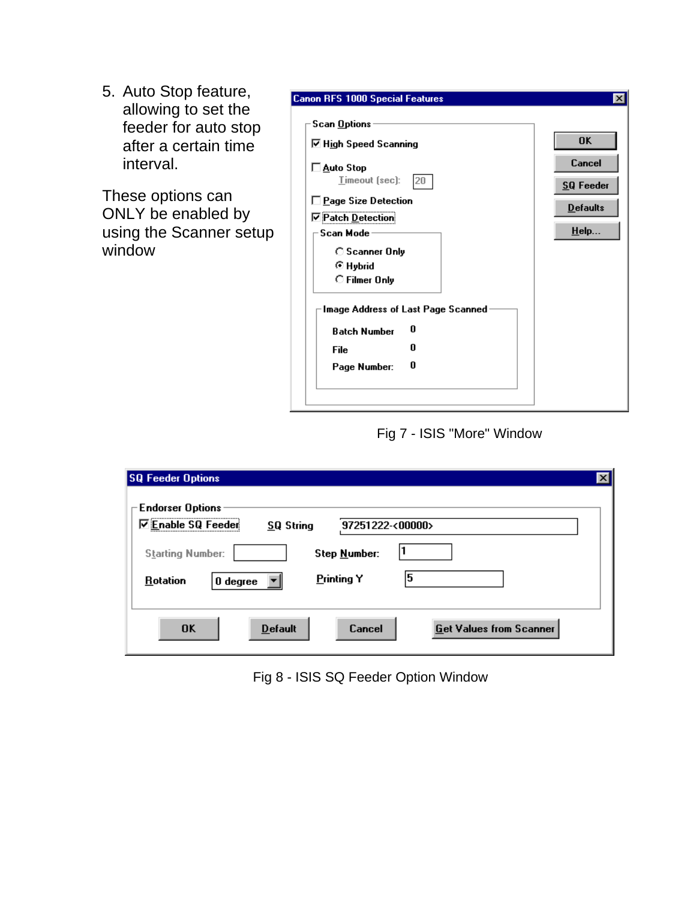5. Auto Stop feature, allowing to set the feeder for auto stop after a certain time interval.

These options can ONLY be enabled by using the Scanner setup window

Canon RFS 1000 Special Features

Scan Options

☑ High Speed Scanning

☐ Auto Stop

Timeout (sec): 20

☐ Page Size Detection

☑ Patch Detection

Scan Mode

○ Scanner Only

◉ Hybrid

○ Filmer Only

Image Address of Last Page Scanned

Batch Number 0

File 0

Page Number: 0

OK

Cancel

SQ Feeder

Defaults

Help...

Fig 7 - ISIS "More" Window

SQ Feeder Options

Endorser Options

☑ Enable SQ Feeder

SQ String 97251222-<00000>

Starting Number:

Step Number: 1

Rotation 0 degree

Printing Y 5

OK

Default

Cancel

Get Values from Scanner

Fig 8 - ISIS SQ Feeder Option Window